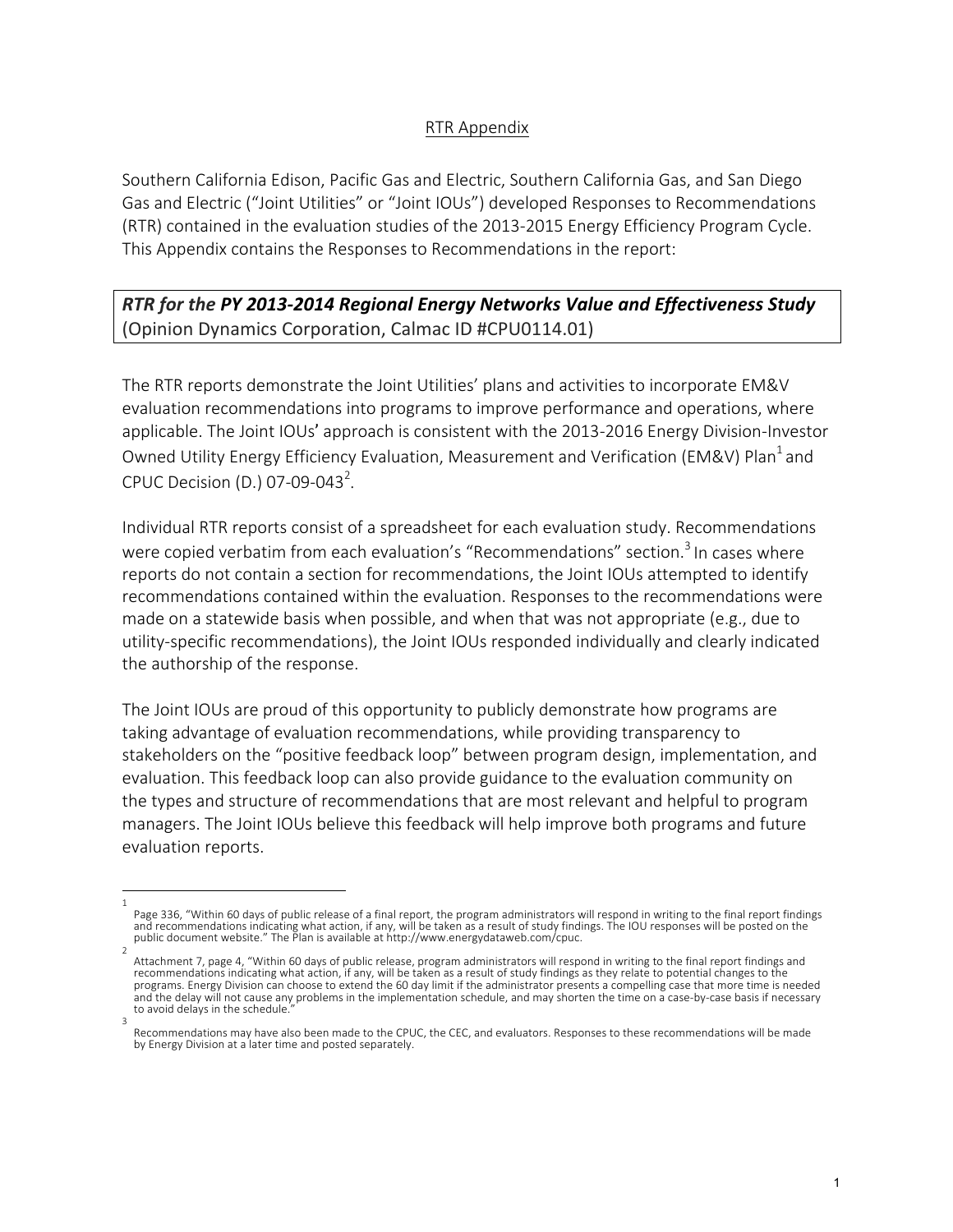# RTR Appendix

Southern California Edison, Pacific Gas and Electric, Southern California Gas, and San Diego Gas and Electric ("Joint Utilities" or "Joint IOUs") developed Responses to Recommendations (RTR) contained in the evaluation studies of the 2013-2015 Energy Efficiency Program Cycle. This Appendix contains the Responses to Recommendations in the report:

## *RTR for the PY 2013-2014 Regional Energy Networks Value and Effectiveness Study* (Opinion Dynamics Corporation, Calmac ID #CPU0114.01)

The RTR reports demonstrate the Joint Utilities' plans and activities to incorporate EM&V evaluation recommendations into programs to improve performance and operations, where applicable. The Joint IOUs' approach is consistent with the 2013-2016 Energy Division-Investor Owned Utility Energy Efficiency Evaluation, Measurement and Verification (EM&V) Plan[1] and CPUC Decision (D.) 07-09-043[2].

Individual RTR reports consist of a spreadsheet for each evaluation study. Recommendations were copied verbatim from each evaluation's "Recommendations" section.[3] In cases where reports do not contain a section for recommendations, the Joint IOUs attempted to identify recommendations contained within the evaluation. Responses to the recommendations were made on a statewide basis when possible, and when that was not appropriate (e.g., due to utility-specific recommendations), the Joint IOUs responded individually and clearly indicated the authorship of the response.

The Joint IOUs are proud of this opportunity to publicly demonstrate how programs are taking advantage of evaluation recommendations, while providing transparency to stakeholders on the "positive feedback loop" between program design, implementation, and evaluation. This feedback loop can also provide guidance to the evaluation community on the types and structure of recommendations that are most relevant and helpful to program managers. The Joint IOUs believe this feedback will help improve both programs and future evaluation reports.

---

[1] Page 336, "Within 60 days of public release of a final report, the program administrators will respond in writing to the final report findings and recommendations indicating what action, if any, will be taken as a result of study findings. The IOU responses will be posted on the public document website." The Plan is available at http://www.energydataweb.com/cpuc.

[2] Attachment 7, page 4, "Within 60 days of public release, program administrators will respond in writing to the final report findings and recommendations indicating what action, if any, will be taken as a result of study findings as they relate to potential changes to the programs. Energy Division can choose to extend the 60 day limit if the administrator presents a compelling case that more time is needed and the delay will not cause any problems in the implementation schedule, and may shorten the time on a case-by-case basis if necessary to avoid delays in the schedule."

[3] Recommendations may have also been made to the CPUC, the CEC, and evaluators. Responses to these recommendations will be made by Energy Division at a later time and posted separately.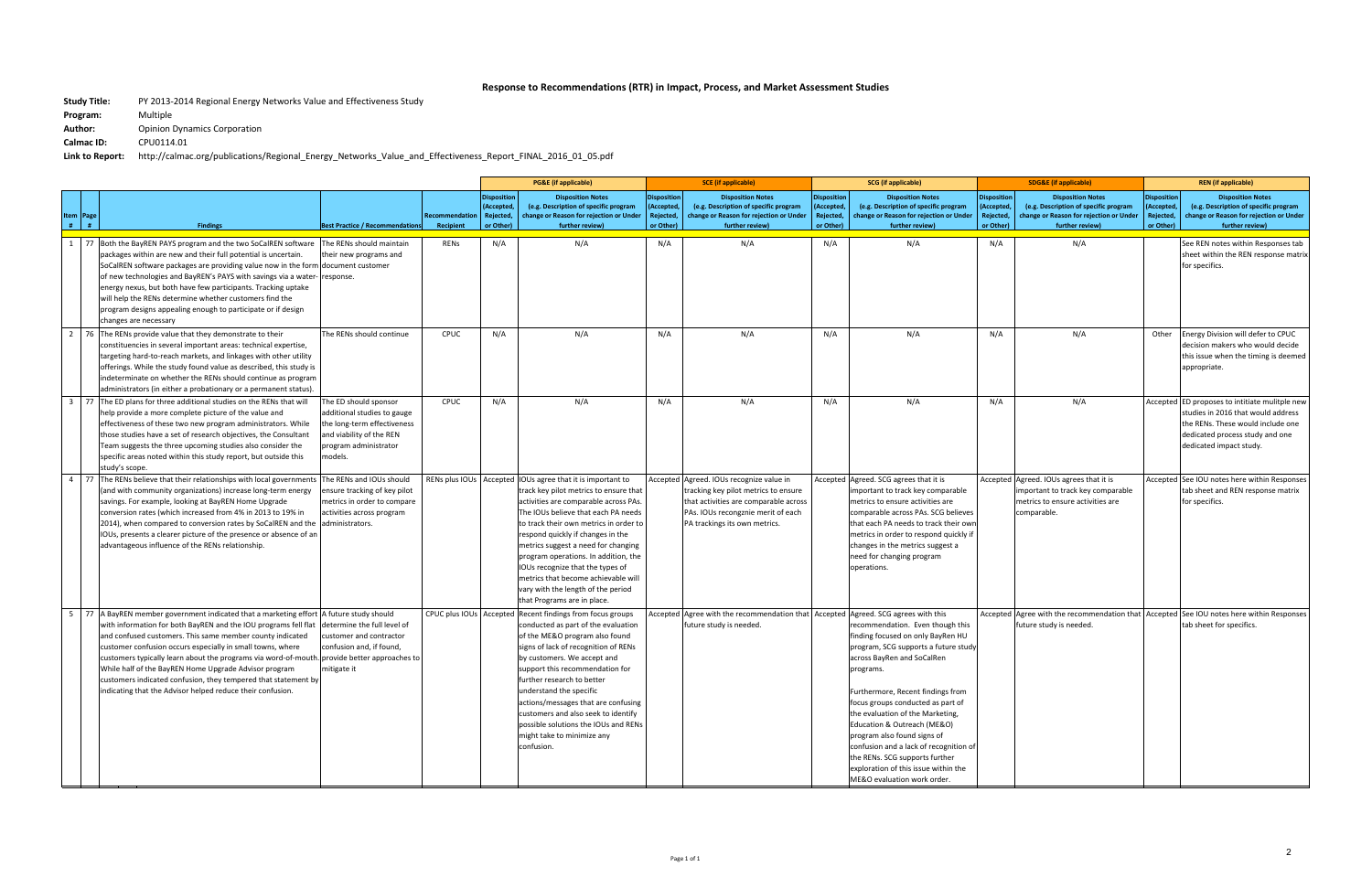# Response to Recommendations (RTR) in Impact, Process, and Market Assessment Studies

**Study Title:** PY 2013-2014 Regional Energy Networks Value and Effectiveness Study
**Program:** Multiple
**Author:** Opinion Dynamics Corporation
**Calmac ID:** CPU0114.01
**Link to Report:** http://calmac.org/publications/Regional_Energy_Networks_Value_and_Effectiveness_Report_FINAL_2016_01_05.pdf

| | | | | | PG&E (if applicable) | | SCE (if applicable) | | SCG (if applicable) | | SDG&E (if applicable) | | REN (if applicable) | |
|---|---|---|---|---|---|---|---|---|---|---|---|---|---|---|
| Item # | Page # | Findings | Best Practice / Recommendations | Recommendation Recipient | Disposition (Accepted, Rejected, or Other) | Disposition Notes (e.g. Description of specific program change or Reason for rejection or Under further review) | Disposition (Accepted, Rejected, or Other) | Disposition Notes (e.g. Description of specific program change or Reason for rejection or Under further review) | Disposition (Accepted, Rejected, or Other) | Disposition Notes (e.g. Description of specific program change or Reason for rejection or Under further review) | Disposition (Accepted, Rejected, or Other) | Disposition Notes (e.g. Description of specific program change or Reason for rejection or Under further review) | Disposition (Accepted, Rejected, or Other) | Disposition Notes (e.g. Description of specific program change or Reason for rejection or Under further review) |
| 1 | 77 | Both the BayREN PAYS program and the two SoCalREN software packages within are new and their full potential is uncertain. SoCalREN software packages are providing value now in the form of new technologies and BayREN's PAYS with savings via a water-energy nexus, but both have few participants. Tracking uptake will help the RENs determine whether customers find the program designs appealing enough to participate or if design changes are necessary | The RENs should maintain their new programs and document customer response. | RENs | N/A | N/A | N/A | N/A | N/A | N/A | N/A | N/A | | See REN notes within Responses tab sheet within the REN response matrix for specifics. |
| 2 | 76 | The RENs provide value that they demonstrate to their constituencies in several important areas: technical expertise, targeting hard-to-reach markets, and linkages with other utility offerings. While the study found value as described, this study is indeterminate on whether the RENs should continue as program administrators (in either a probationary or a permanent status). | The RENs should continue | CPUC | N/A | N/A | N/A | N/A | N/A | N/A | N/A | N/A | Other | Energy Division will defer to CPUC decision makers who would decide this issue when the timing is deemed appropriate. |
| 3 | 77 | The ED plans for three additional studies on the RENs that will help provide a more complete picture of the value and effectiveness of these two new program administrators. While those studies have a set of research objectives, the Consultant Team suggests the three upcoming studies also consider the specific areas noted within this study report, but outside this study's scope. | The ED should sponsor additional studies to gauge the long-term effectiveness and viability of the REN program administrator models. | CPUC | N/A | N/A | N/A | N/A | N/A | N/A | N/A | N/A | Accepted | ED proposes to intitiate mulitple new studies in 2016 that would address the RENs. These would include one dedicated process study and one dedicated impact study. |
| 4 | 77 | The RENs believe that their relationships with local governments (and with community organizations) increase long-term energy savings. For example, looking at BayREN Home Upgrade conversion rates (which increased from 4% in 2013 to 19% in 2014), when compared to conversion rates for SoCalREN and the IOUs, presents a clearer picture of the presence or absence of an advantageous influence of the RENs relationship. | The RENs and IOUs should ensure tracking of key pilot metrics in order to compare activities across program administrators. | RENs plus IOUs | Accepted | IOUs agree that it is important to track key pilot metrics to ensure that activities are comparable across PAs. The IOUs believe that each PA needs to track their own metrics in order to respond quickly if changes in the metrics suggest a need for changing program operations. In addition, the IOUs recognize that the types of metrics that become achievable will vary with the length of the period that Programs are in place. | Accepted | Agreed. IOUs recognize value in tracking key pilot metrics to ensure that activities are comparable across PAs. IOUs recongznie merit of each PA trackings its own metrics. | Accepted | Agreed. SCG agrees that it is important to track key comparable metrics to ensure activities are comparable across PAs. SCG believes that each PA needs to track their own metrics in order to respond quickly if changes in the metrics suggest a need for changing program operations. | Accepted | Agreed. IOUs agrees that it is important to track key comparable metrics to ensure activities are comparable. | Accepted | See IOU notes here within Responses tab sheet and REN response matrix for specifics. |
| 5 | 77 | A BayREN member government indicated that a marketing effort with information for both BayREN and the IOU programs fell flat and confused customers. This same member county indicated customer confusion occurs especially in small towns, where customers typically learn about the programs via word-of-mouth. While half of the BayREN Home Upgrade Advisor program customers indicated confusion, they tempered that statement by indicating that the Advisor helped reduce their confusion. | A future study should determine the full level of customer and contractor confusion and, if found, provide better approaches to mitigate it | CPUC plus IOUs | Accepted | Recent findings from focus groups conducted as part of the evaluation of the ME&O program also found signs of lack of recognition of RENs by customers. We accept and support this recommendation for further research to better understand the specific actions/messages that are confusing customers and also seek to identify possible solutions the IOUs and RENs might take to minimize any confusion. | Accepted | Agree with the recommendation that future study is needed. | Accepted | Agreed. SCG agrees with this recommendation. Even though this finding focused on only BayRen HU program, SCG supports a future study across BayRen and SoCalRen programs.<br><br>Furthermore, Recent findings from focus groups conducted as part of the evaluation of the Marketing, Education & Outreach (ME&O) program also found signs of confusion and a lack of recognition of the RENs. SCG supports further exploration of this issue within the ME&O evaluation work order. | Accepted | Agree with the recommendation that future study is needed. | Accepted | See IOU notes here within Responses tab sheet for specifics. |